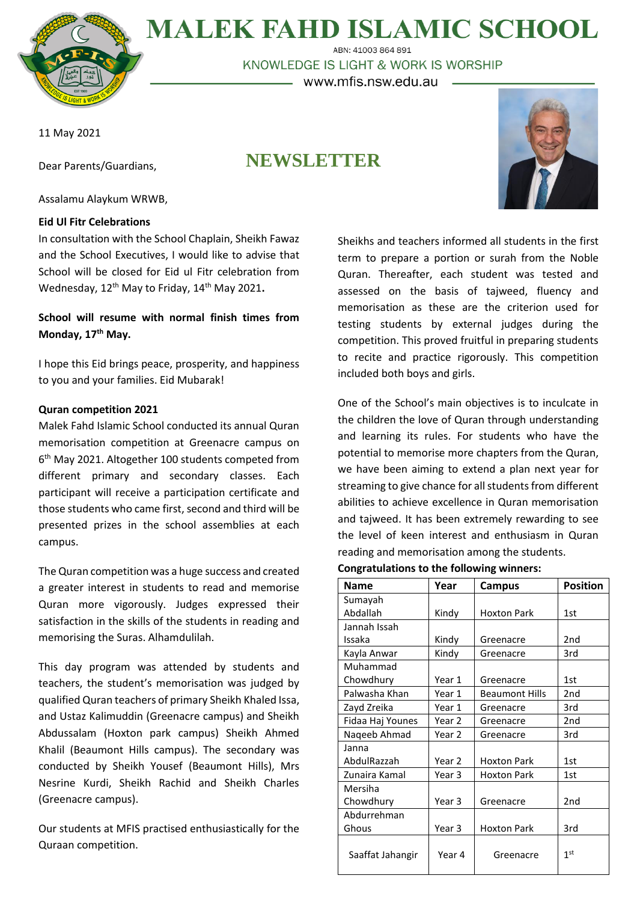# MALEK FAHD ISLAMIC SCHOOL

ABN: 41003 864 891

KNOWLEDGE IS LIGHT & WORK IS WORSHIP

www.mfis.nsw.edu.au

11 May 2021

## NEWSLETTER

Dear Parents/Guardians,

Assalamu Alaykum WRWB,

**Eid Ul Fitr Celebrations**

In consultation with the School Chaplain, Sheikh Fawaz and the School Executives, I would like to advise that School will be closed for Eid ul Fitr celebration from Wednesday, 12th May to Friday, 14th May 2021**.**

**School will resume with normal finish times from Monday, 17th May.**

I hope this Eid brings peace, prosperity, and happiness to you and your families. Eid Mubarak!

**Quran competition 2021**

Malek Fahd Islamic School conducted its annual Quran memorisation competition at Greenacre campus on 6th May 2021. Altogether 100 students competed from different primary and secondary classes. Each participant will receive a participation certificate and those students who came first, second and third will be presented prizes in the school assemblies at each campus.

The Quran competition was a huge success and created a greater interest in students to read and memorise Quran more vigorously. Judges expressed their satisfaction in the skills of the students in reading and memorising the Suras. Alhamdulilah.

This day program was attended by students and teachers, the student's memorisation was judged by qualified Quran teachers of primary Sheikh Khaled Issa, and Ustaz Kalimuddin (Greenacre campus) and Sheikh Abdussalam (Hoxton park campus) Sheikh Ahmed Khalil (Beaumont Hills campus). The secondary was conducted by Sheikh Yousef (Beaumont Hills), Mrs Nesrine Kurdi, Sheikh Rachid and Sheikh Charles (Greenacre campus).

Our students at MFIS practised enthusiastically for the Quraan competition.

Sheikhs and teachers informed all students in the first term to prepare a portion or surah from the Noble Quran. Thereafter, each student was tested and assessed on the basis of tajweed, fluency and memorisation as these are the criterion used for testing students by external judges during the competition. This proved fruitful in preparing students to recite and practice rigorously. This competition included both boys and girls.

One of the School's main objectives is to inculcate in the children the love of Quran through understanding and learning its rules. For students who have the potential to memorise more chapters from the Quran, we have been aiming to extend a plan next year for streaming to give chance for all students from different abilities to achieve excellence in Quran memorisation and tajweed. It has been extremely rewarding to see the level of keen interest and enthusiasm in Quran reading and memorisation among the students.

**Congratulations to the following winners:**

| Name | Year | Campus | Position |
|---|---|---|---|
| Sumayah Abdallah | Kindy | Hoxton Park | 1st |
| Jannah Issah Issaka | Kindy | Greenacre | 2nd |
| Kayla Anwar | Kindy | Greenacre | 3rd |
| Muhammad Chowdhury | Year 1 | Greenacre | 1st |
| Palwasha Khan | Year 1 | Beaumont Hills | 2nd |
| Zayd Zreika | Year 1 | Greenacre | 3rd |
| Fidaa Haj Younes | Year 2 | Greenacre | 2nd |
| Naqeeb Ahmad | Year 2 | Greenacre | 3rd |
| Janna AbdulRazzah | Year 2 | Hoxton Park | 1st |
| Zunaira Kamal | Year 3 | Hoxton Park | 1st |
| Mersiha Chowdhury | Year 3 | Greenacre | 2nd |
| Abdurrehman Ghous | Year 3 | Hoxton Park | 3rd |
| Saaffat Jahangir | Year 4 | Greenacre | 1st |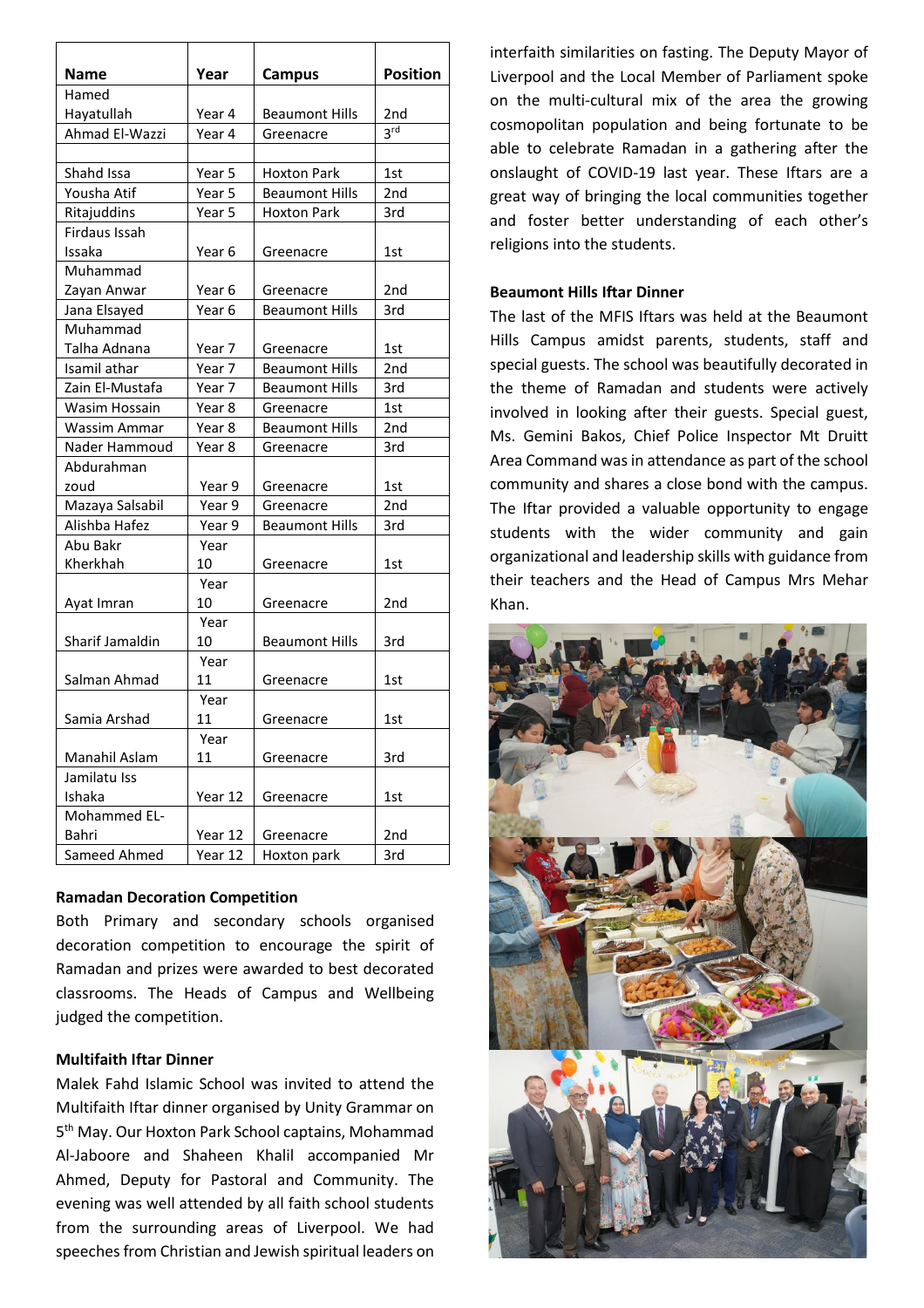| Name | Year | Campus | Position |
|---|---|---|---|
| Hamed Hayatullah | Year 4 | Beaumont Hills | 2nd |
| Ahmad El-Wazzi | Year 4 | Greenacre | 3rd |
| | | | |
| Shahd Issa | Year 5 | Hoxton Park | 1st |
| Yousha Atif | Year 5 | Beaumont Hills | 2nd |
| Ritajuddins | Year 5 | Hoxton Park | 3rd |
| Firdaus Issah Issaka | Year 6 | Greenacre | 1st |
| Muhammad Zayan Anwar | Year 6 | Greenacre | 2nd |
| Jana Elsayed | Year 6 | Beaumont Hills | 3rd |
| Muhammad Talha Adnana | Year 7 | Greenacre | 1st |
| Isamil athar | Year 7 | Beaumont Hills | 2nd |
| Zain El-Mustafa | Year 7 | Beaumont Hills | 3rd |
| Wasim Hossain | Year 8 | Greenacre | 1st |
| Wassim Ammar | Year 8 | Beaumont Hills | 2nd |
| Nader Hammoud | Year 8 | Greenacre | 3rd |
| Abdurahman zoud | Year 9 | Greenacre | 1st |
| Mazaya Salsabil | Year 9 | Greenacre | 2nd |
| Alishba Hafez | Year 9 | Beaumont Hills | 3rd |
| Abu Bakr Kherkhah | Year 10 | Greenacre | 1st |
| Ayat Imran | Year 10 | Greenacre | 2nd |
| Sharif Jamaldin | Year 10 | Beaumont Hills | 3rd |
| Salman Ahmad | Year 11 | Greenacre | 1st |
| Samia Arshad | Year 11 | Greenacre | 1st |
| Manahil Aslam | Year 11 | Greenacre | 3rd |
| Jamilatu Iss Ishaka | Year 12 | Greenacre | 1st |
| Mohammed EL-Bahri | Year 12 | Greenacre | 2nd |
| Sameed Ahmed | Year 12 | Hoxton park | 3rd |

**Ramadan Decoration Competition**

Both Primary and secondary schools organised decoration competition to encourage the spirit of Ramadan and prizes were awarded to best decorated classrooms. The Heads of Campus and Wellbeing judged the competition.

**Multifaith Iftar Dinner**

Malek Fahd Islamic School was invited to attend the Multifaith Iftar dinner organised by Unity Grammar on 5th May. Our Hoxton Park School captains, Mohammad Al-Jaboore and Shaheen Khalil accompanied Mr Ahmed, Deputy for Pastoral and Community. The evening was well attended by all faith school students from the surrounding areas of Liverpool. We had speeches from Christian and Jewish spiritual leaders on interfaith similarities on fasting. The Deputy Mayor of Liverpool and the Local Member of Parliament spoke on the multi-cultural mix of the area the growing cosmopolitan population and being fortunate to be able to celebrate Ramadan in a gathering after the onslaught of COVID-19 last year. These Iftars are a great way of bringing the local communities together and foster better understanding of each other's religions into the students.

**Beaumont Hills Iftar Dinner**

The last of the MFIS Iftars was held at the Beaumont Hills Campus amidst parents, students, staff and special guests. The school was beautifully decorated in the theme of Ramadan and students were actively involved in looking after their guests. Special guest, Ms. Gemini Bakos, Chief Police Inspector Mt Druitt Area Command was in attendance as part of the school community and shares a close bond with the campus. The Iftar provided a valuable opportunity to engage students with the wider community and gain organizational and leadership skills with guidance from their teachers and the Head of Campus Mrs Mehar Khan.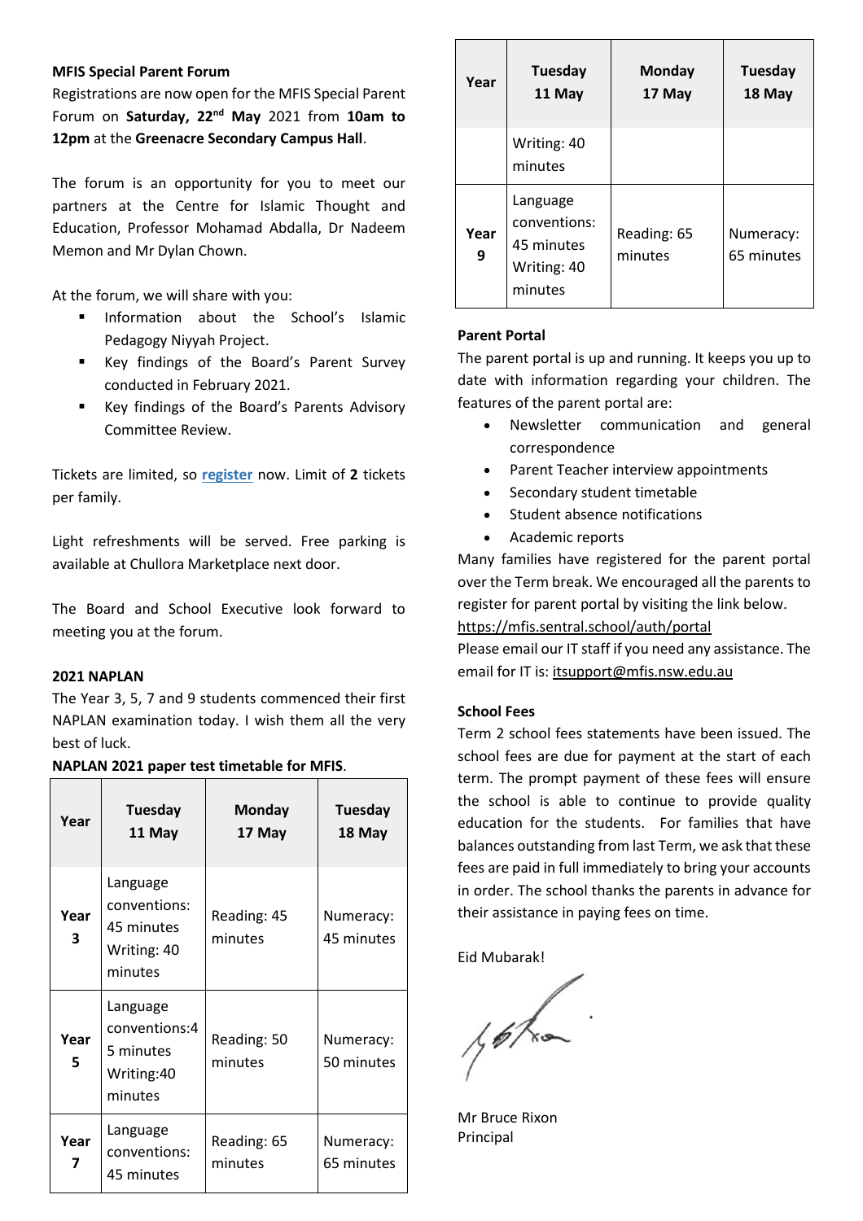**MFIS Special Parent Forum**

Registrations are now open for the MFIS Special Parent Forum on **Saturday, 22nd May** 2021 from **10am to 12pm** at the **Greenacre Secondary Campus Hall**.

The forum is an opportunity for you to meet our partners at the Centre for Islamic Thought and Education, Professor Mohamad Abdalla, Dr Nadeem Memon and Mr Dylan Chown.

At the forum, we will share with you:

- Information about the School's Islamic Pedagogy Niyyah Project.
- Key findings of the Board's Parent Survey conducted in February 2021.
- Key findings of the Board's Parents Advisory Committee Review.

Tickets are limited, so **register** now. Limit of **2** tickets per family.

Light refreshments will be served. Free parking is available at Chullora Marketplace next door.

The Board and School Executive look forward to meeting you at the forum.

**2021 NAPLAN**

The Year 3, 5, 7 and 9 students commenced their first NAPLAN examination today. I wish them all the very best of luck.

**NAPLAN 2021 paper test timetable for MFIS**.

| Year | Tuesday 11 May | Monday 17 May | Tuesday 18 May |
|---|---|---|---|
| Year 3 | Language conventions: 45 minutes Writing: 40 minutes | Reading: 45 minutes | Numeracy: 45 minutes |
| Year 5 | Language conventions:45 minutes Writing:40 minutes | Reading: 50 minutes | Numeracy: 50 minutes |
| Year 7 | Language conventions: 45 minutes Writing: 40 minutes | Reading: 65 minutes | Numeracy: 65 minutes |
| Year 9 | Language conventions: 45 minutes Writing: 40 minutes | Reading: 65 minutes | Numeracy: 65 minutes |

**Parent Portal**

The parent portal is up and running. It keeps you up to date with information regarding your children. The features of the parent portal are:

- Newsletter communication and general correspondence
- Parent Teacher interview appointments
- Secondary student timetable
- Student absence notifications
- Academic reports

Many families have registered for the parent portal over the Term break. We encouraged all the parents to register for parent portal by visiting the link below.
https://mfis.sentral.school/auth/portal
Please email our IT staff if you need any assistance. The email for IT is: itsupport@mfis.nsw.edu.au

**School Fees**

Term 2 school fees statements have been issued. The school fees are due for payment at the start of each term. The prompt payment of these fees will ensure the school is able to continue to provide quality education for the students. For families that have balances outstanding from last Term, we ask that these fees are paid in full immediately to bring your accounts in order. The school thanks the parents in advance for their assistance in paying fees on time.

Eid Mubarak!

Mr Bruce Rixon
Principal